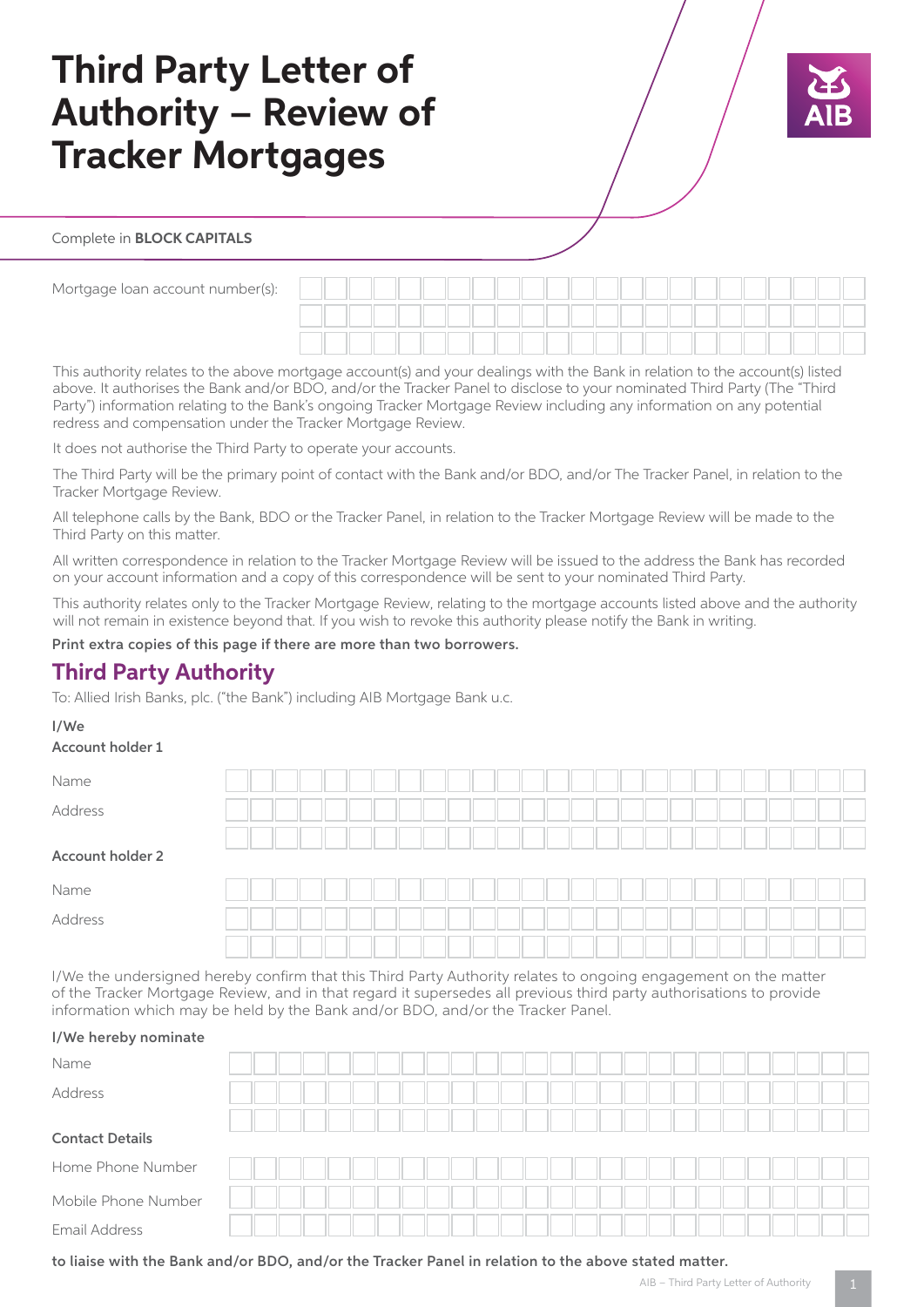# Third Party Letter of Authority – Review of Tracker Mortgages

Complete in **BLOCK CAPITALS**

Mortgage loan account number(s):

This authority relates to the above mortgage account(s) and your dealings with the Bank in relation to the account(s) listed above. It authorises the Bank and/or BDO, and/or the Tracker Panel to disclose to your nominated Third Party (The "Third Party") information relating to the Bank's ongoing Tracker Mortgage Review including any information on any potential redress and compensation under the Tracker Mortgage Review.

It does not authorise the Third Party to operate your accounts.

The Third Party will be the primary point of contact with the Bank and/or BDO, and/or The Tracker Panel, in relation to the Tracker Mortgage Review.

All telephone calls by the Bank, BDO or the Tracker Panel, in relation to the Tracker Mortgage Review will be made to the Third Party on this matter.

All written correspondence in relation to the Tracker Mortgage Review will be issued to the address the Bank has recorded on your account information and a copy of this correspondence will be sent to your nominated Third Party.

This authority relates only to the Tracker Mortgage Review, relating to the mortgage accounts listed above and the authority will not remain in existence beyond that. If you wish to revoke this authority please notify the Bank in writing.

**Print extra copies of this page if there are more than two borrowers.**

## Third Party Authority

To: Allied Irish Banks, plc. ("the Bank") including AIB Mortgage Bank u.c.

**I/We**

**Account holder 1**

Name

Address

**Account holder 2**

Name

Address

I/We the undersigned hereby confirm that this Third Party Authority relates to ongoing engagement on the matter of the Tracker Mortgage Review, and in that regard it supersedes all previous third party authorisations to provide information which may be held by the Bank and/or BDO, and/or the Tracker Panel.

**I/We hereby nominate**

Name

Address

**Contact Details**

Home Phone Number

Mobile Phone Number

Email Address

**to liaise with the Bank and/or BDO, and/or the Tracker Panel in relation to the above stated matter.**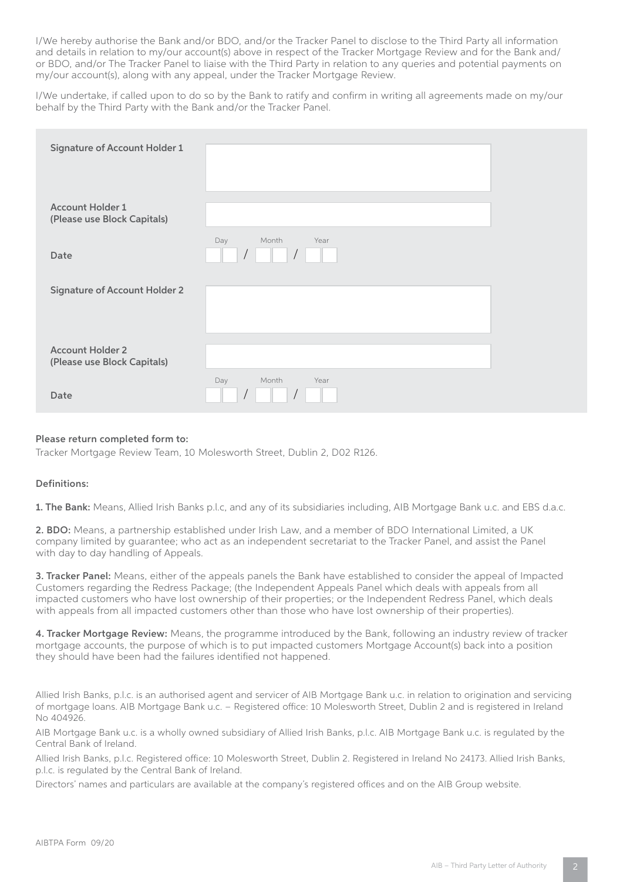I/We hereby authorise the Bank and/or BDO, and/or the Tracker Panel to disclose to the Third Party all information and details in relation to my/our account(s) above in respect of the Tracker Mortgage Review and for the Bank and/or BDO, and/or The Tracker Panel to liaise with the Third Party in relation to any queries and potential payments on my/our account(s), along with any appeal, under the Tracker Mortgage Review.

I/We undertake, if called upon to do so by the Bank to ratify and confirm in writing all agreements made on my/our behalf by the Third Party with the Bank and/or the Tracker Panel.

| | |
|---|---|
| **Signature of Account Holder 1** | |
| **Account Holder 1 (Please use Block Capitals)** | |
| **Date** | Day __ __ / Month __ __ / Year __ __ |
| **Signature of Account Holder 2** | |
| **Account Holder 2 (Please use Block Capitals)** | |
| **Date** | Day __ __ / Month __ __ / Year __ __ |

**Please return completed form to:**

Tracker Mortgage Review Team, 10 Molesworth Street, Dublin 2, D02 R126.

**Definitions:**

**1. The Bank:** Means, Allied Irish Banks p.l.c, and any of its subsidiaries including, AIB Mortgage Bank u.c. and EBS d.a.c.

**2. BDO:** Means, a partnership established under Irish Law, and a member of BDO International Limited, a UK company limited by guarantee; who act as an independent secretariat to the Tracker Panel, and assist the Panel with day to day handling of Appeals.

**3. Tracker Panel:** Means, either of the appeals panels the Bank have established to consider the appeal of Impacted Customers regarding the Redress Package; (the Independent Appeals Panel which deals with appeals from all impacted customers who have lost ownership of their properties; or the Independent Redress Panel, which deals with appeals from all impacted customers other than those who have lost ownership of their properties).

**4. Tracker Mortgage Review:** Means, the programme introduced by the Bank, following an industry review of tracker mortgage accounts, the purpose of which is to put impacted customers Mortgage Account(s) back into a position they should have been had the failures identified not happened.

Allied Irish Banks, p.l.c. is an authorised agent and servicer of AIB Mortgage Bank u.c. in relation to origination and servicing of mortgage loans. AIB Mortgage Bank u.c. – Registered office: 10 Molesworth Street, Dublin 2 and is registered in Ireland No 404926.

AIB Mortgage Bank u.c. is a wholly owned subsidiary of Allied Irish Banks, p.l.c. AIB Mortgage Bank u.c. is regulated by the Central Bank of Ireland.

Allied Irish Banks, p.l.c. Registered office: 10 Molesworth Street, Dublin 2. Registered in Ireland No 24173. Allied Irish Banks, p.l.c. is regulated by the Central Bank of Ireland.

Directors' names and particulars are available at the company's registered offices and on the AIB Group website.

AIBTPA Form 09/20